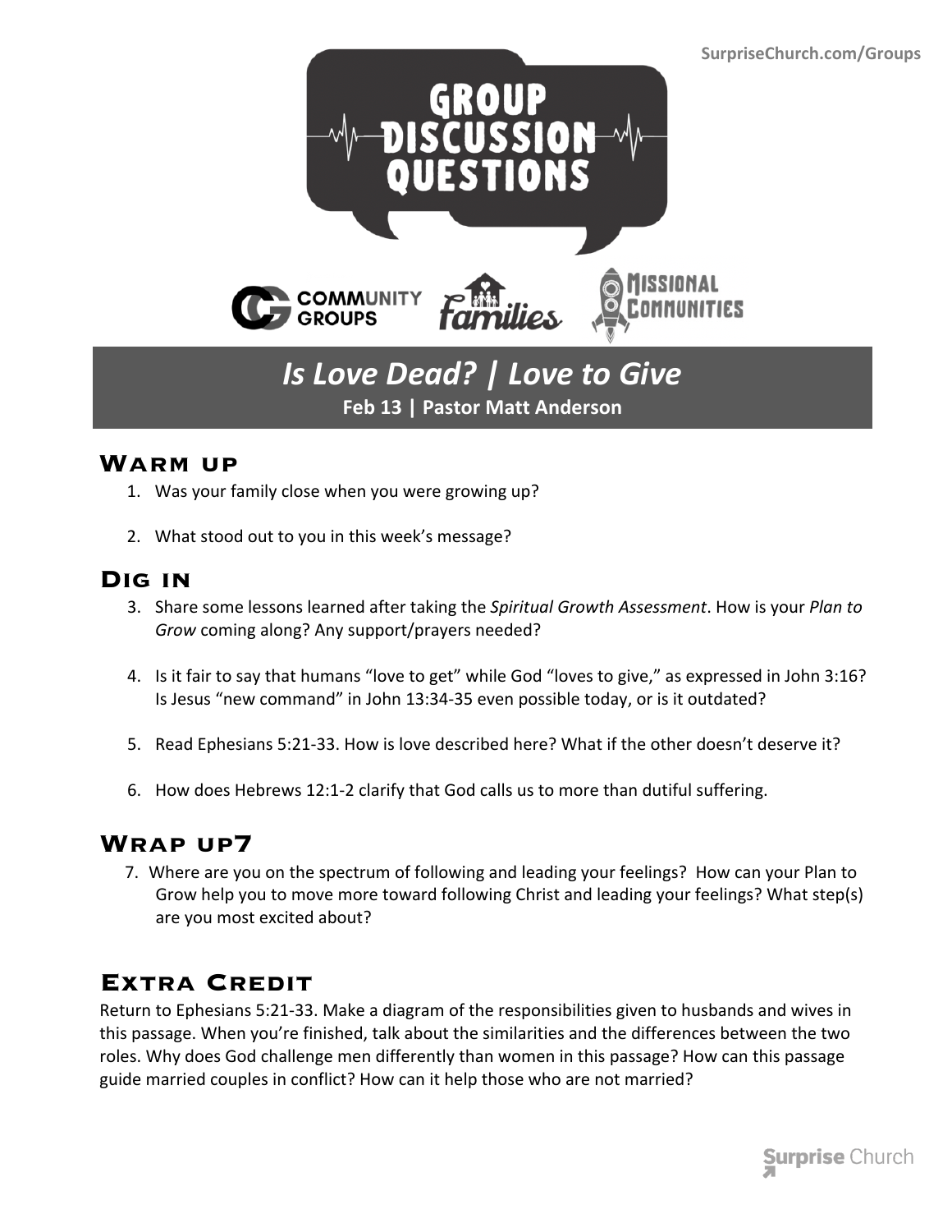SurpriseChurch.com/Groups

# GROUP DISCUSSION QUESTIONS

COMMUNITY GROUPS · families · MISSIONAL COMMUNITIES

## *Is Love Dead? | Love to Give*

**Feb 13 | Pastor Matt Anderson**

## Warm up

1. Was your family close when you were growing up?

2. What stood out to you in this week's message?

## Dig in

3. Share some lessons learned after taking the *Spiritual Growth Assessment*. How is your *Plan to Grow* coming along? Any support/prayers needed?

4. Is it fair to say that humans "love to get" while God "loves to give," as expressed in John 3:16? Is Jesus "new command" in John 13:34-35 even possible today, or is it outdated?

5. Read Ephesians 5:21-33. How is love described here? What if the other doesn't deserve it?

6. How does Hebrews 12:1-2 clarify that God calls us to more than dutiful suffering.

## Wrap up7

7. Where are you on the spectrum of following and leading your feelings? How can your Plan to Grow help you to move more toward following Christ and leading your feelings? What step(s) are you most excited about?

## Extra Credit

Return to Ephesians 5:21-33. Make a diagram of the responsibilities given to husbands and wives in this passage. When you're finished, talk about the similarities and the differences between the two roles. Why does God challenge men differently than women in this passage? How can this passage guide married couples in conflict? How can it help those who are not married?

Surprise Church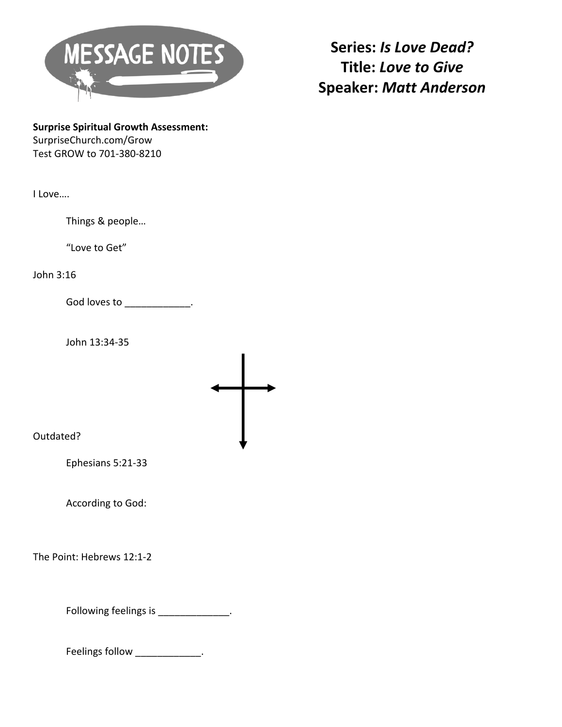# MESSAGE NOTES

**Series:** ***Is Love Dead?***
**Title:** ***Love to Give***
**Speaker:** ***Matt Anderson***

**Surprise Spiritual Growth Assessment:**
SurpriseChurch.com/Grow
Test GROW to 701-380-8210

I Love….

Things & people…

"Love to Get"

John 3:16

God loves to ____________.

John 13:34-35

Outdated?

Ephesians 5:21-33

According to God:

The Point: Hebrews 12:1-2

Following feelings is _____________.

Feelings follow ____________.